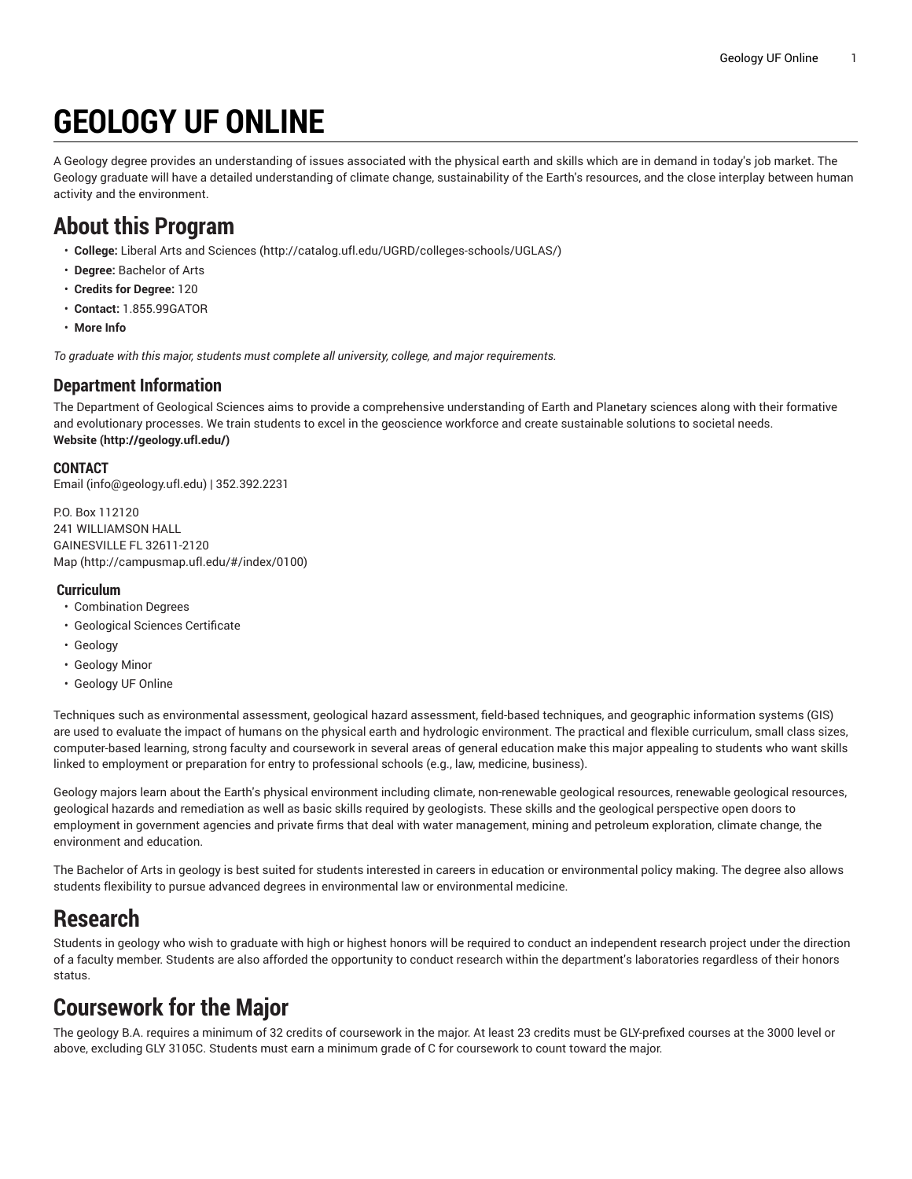# GEOLOGY UF ONLINE

A Geology degree provides an understanding of issues associated with the physical earth and skills which are in demand in today's job market. The Geology graduate will have a detailed understanding of climate change, sustainability of the Earth's resources, and the close interplay between human activity and the environment.

## About this Program

- **College:** Liberal Arts and Sciences (http://catalog.ufl.edu/UGRD/colleges-schools/UGLAS/)
- **Degree:** Bachelor of Arts
- **Credits for Degree:** 120
- **Contact:** 1.855.99GATOR
- **More Info**

*To graduate with this major, students must complete all university, college, and major requirements.*

### Department Information

The Department of Geological Sciences aims to provide a comprehensive understanding of Earth and Planetary sciences along with their formative and evolutionary processes. We train students to excel in the geoscience workforce and create sustainable solutions to societal needs.
**Website (http://geology.ufl.edu/)**

#### CONTACT

Email (info@geology.ufl.edu) | 352.392.2231

P.O. Box 112120
241 WILLIAMSON HALL
GAINESVILLE FL 32611-2120
Map (http://campusmap.ufl.edu/#/index/0100)

#### Curriculum

- Combination Degrees
- Geological Sciences Certificate
- Geology
- Geology Minor
- Geology UF Online

Techniques such as environmental assessment, geological hazard assessment, field-based techniques, and geographic information systems (GIS) are used to evaluate the impact of humans on the physical earth and hydrologic environment. The practical and flexible curriculum, small class sizes, computer-based learning, strong faculty and coursework in several areas of general education make this major appealing to students who want skills linked to employment or preparation for entry to professional schools (e.g., law, medicine, business).

Geology majors learn about the Earth's physical environment including climate, non-renewable geological resources, renewable geological resources, geological hazards and remediation as well as basic skills required by geologists. These skills and the geological perspective open doors to employment in government agencies and private firms that deal with water management, mining and petroleum exploration, climate change, the environment and education.

The Bachelor of Arts in geology is best suited for students interested in careers in education or environmental policy making. The degree also allows students flexibility to pursue advanced degrees in environmental law or environmental medicine.

## Research

Students in geology who wish to graduate with high or highest honors will be required to conduct an independent research project under the direction of a faculty member. Students are also afforded the opportunity to conduct research within the department's laboratories regardless of their honors status.

## Coursework for the Major

The geology B.A. requires a minimum of 32 credits of coursework in the major. At least 23 credits must be GLY-prefixed courses at the 3000 level or above, excluding GLY 3105C. Students must earn a minimum grade of C for coursework to count toward the major.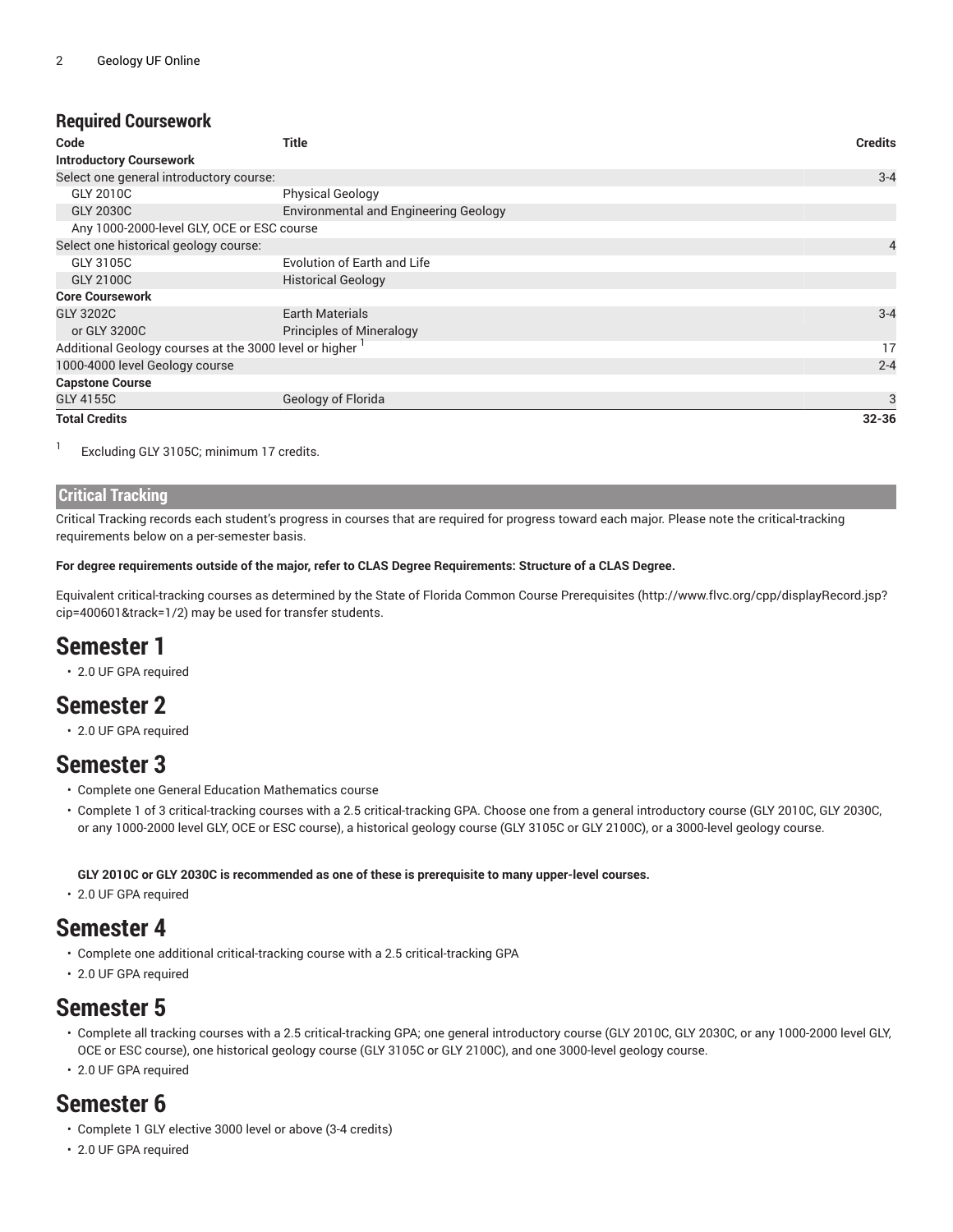## Required Coursework

| Code | Title | Credits |
|---|---|---|
| **Introductory Coursework** | | |
| Select one general introductory course: | | 3-4 |
| GLY 2010C | Physical Geology | |
| GLY 2030C | Environmental and Engineering Geology | |
| Any 1000-2000-level GLY, OCE or ESC course | | |
| Select one historical geology course: | | 4 |
| GLY 3105C | Evolution of Earth and Life | |
| GLY 2100C | Historical Geology | |
| **Core Coursework** | | |
| GLY 3202C | Earth Materials | 3-4 |
| or GLY 3200C | Principles of Mineralogy | |
| Additional Geology courses at the 3000 level or higher [1] | | 17 |
| 1000-4000 level Geology course | | 2-4 |
| **Capstone Course** | | |
| GLY 4155C | Geology of Florida | 3 |
| **Total Credits** | | **32-36** |

[1] Excluding GLY 3105C; minimum 17 credits.

## Critical Tracking

Critical Tracking records each student's progress in courses that are required for progress toward each major. Please note the critical-tracking requirements below on a per-semester basis.

**For degree requirements outside of the major, refer to CLAS Degree Requirements: Structure of a CLAS Degree.**

Equivalent critical-tracking courses as determined by the State of Florida Common Course Prerequisites (http://www.flvc.org/cpp/displayRecord.jsp?cip=400601&track=1/2) may be used for transfer students.

# Semester 1

- 2.0 UF GPA required

# Semester 2

- 2.0 UF GPA required

# Semester 3

- Complete one General Education Mathematics course
- Complete 1 of 3 critical-tracking courses with a 2.5 critical-tracking GPA. Choose one from a general introductory course (GLY 2010C, GLY 2030C, or any 1000-2000 level GLY, OCE or ESC course), a historical geology course (GLY 3105C or GLY 2100C), or a 3000-level geology course.

  **GLY 2010C or GLY 2030C is recommended as one of these is prerequisite to many upper-level courses.**
- 2.0 UF GPA required

# Semester 4

- Complete one additional critical-tracking course with a 2.5 critical-tracking GPA
- 2.0 UF GPA required

# Semester 5

- Complete all tracking courses with a 2.5 critical-tracking GPA; one general introductory course (GLY 2010C, GLY 2030C, or any 1000-2000 level GLY, OCE or ESC course), one historical geology course (GLY 3105C or GLY 2100C), and one 3000-level geology course.
- 2.0 UF GPA required

# Semester 6

- Complete 1 GLY elective 3000 level or above (3-4 credits)
- 2.0 UF GPA required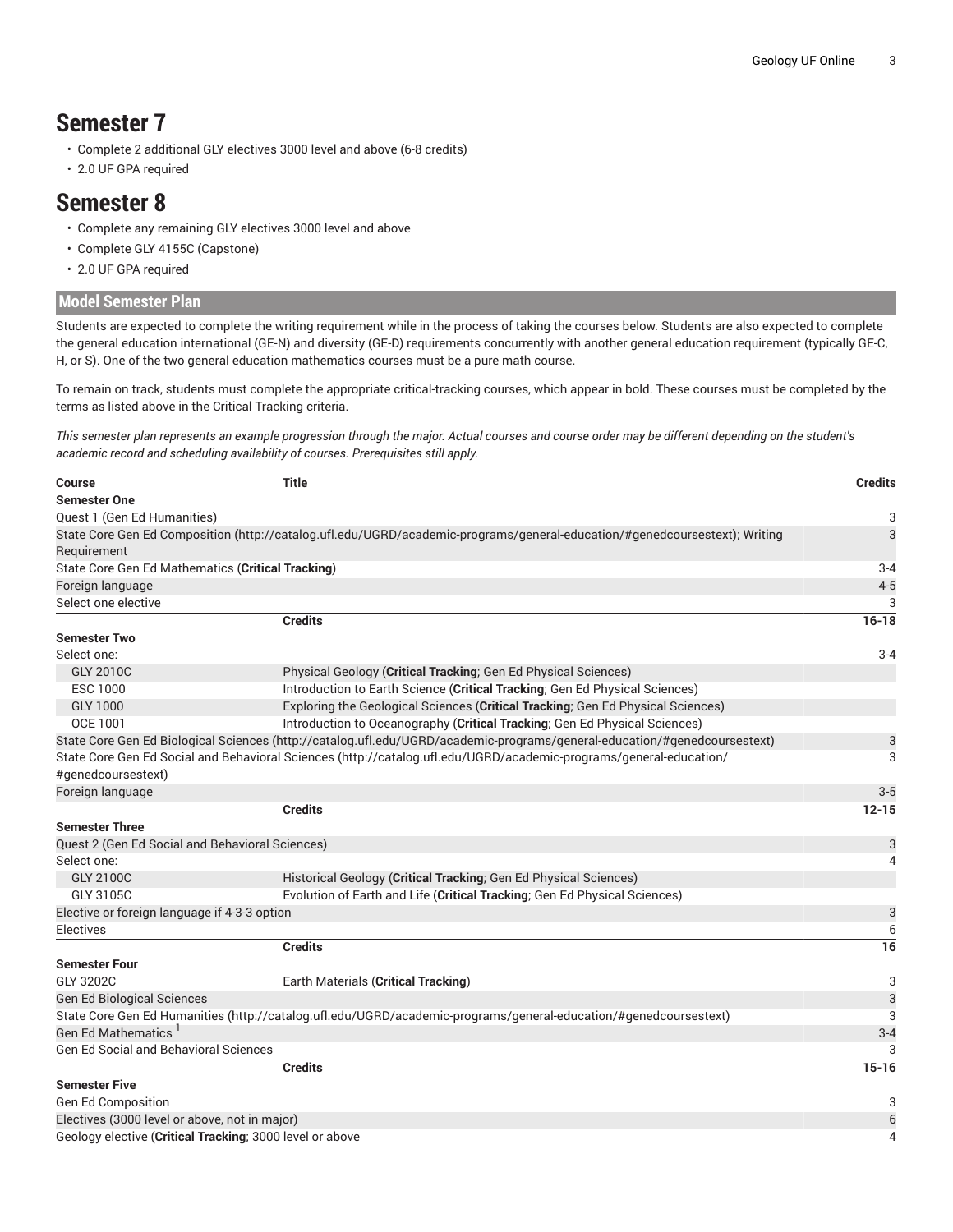# Semester 7

- Complete 2 additional GLY electives 3000 level and above (6-8 credits)
- 2.0 UF GPA required

# Semester 8

- Complete any remaining GLY electives 3000 level and above
- Complete GLY 4155C (Capstone)
- 2.0 UF GPA required

## Model Semester Plan

Students are expected to complete the writing requirement while in the process of taking the courses below. Students are also expected to complete the general education international (GE-N) and diversity (GE-D) requirements concurrently with another general education requirement (typically GE-C, H, or S). One of the two general education mathematics courses must be a pure math course.

To remain on track, students must complete the appropriate critical-tracking courses, which appear in bold. These courses must be completed by the terms as listed above in the Critical Tracking criteria.

*This semester plan represents an example progression through the major. Actual courses and course order may be different depending on the student's academic record and scheduling availability of courses. Prerequisites still apply.*

| Course | Title | Credits |
|---|---|---|
| **Semester One** | | |
| Quest 1 (Gen Ed Humanities) | | 3 |
| State Core Gen Ed Composition (http://catalog.ufl.edu/UGRD/academic-programs/general-education/#genedcoursestext); Writing Requirement | | 3 |
| State Core Gen Ed Mathematics (**Critical Tracking**) | | 3-4 |
| Foreign language | | 4-5 |
| Select one elective | | 3 |
| | **Credits** | **16-18** |
| **Semester Two** | | |
| Select one: | | 3-4 |
| GLY 2010C | Physical Geology (**Critical Tracking**; Gen Ed Physical Sciences) | |
| ESC 1000 | Introduction to Earth Science (**Critical Tracking**; Gen Ed Physical Sciences) | |
| GLY 1000 | Exploring the Geological Sciences (**Critical Tracking**; Gen Ed Physical Sciences) | |
| OCE 1001 | Introduction to Oceanography (**Critical Tracking**; Gen Ed Physical Sciences) | |
| State Core Gen Ed Biological Sciences (http://catalog.ufl.edu/UGRD/academic-programs/general-education/#genedcoursestext) | | 3 |
| State Core Gen Ed Social and Behavioral Sciences (http://catalog.ufl.edu/UGRD/academic-programs/general-education/#genedcoursestext) | | 3 |
| Foreign language | | 3-5 |
| | **Credits** | **12-15** |
| **Semester Three** | | |
| Quest 2 (Gen Ed Social and Behavioral Sciences) | | 3 |
| Select one: | | 4 |
| GLY 2100C | Historical Geology (**Critical Tracking**; Gen Ed Physical Sciences) | |
| GLY 3105C | Evolution of Earth and Life (**Critical Tracking**; Gen Ed Physical Sciences) | |
| Elective or foreign language if 4-3-3 option | | 3 |
| Electives | | 6 |
| | **Credits** | **16** |
| **Semester Four** | | |
| GLY 3202C | Earth Materials (**Critical Tracking**) | 3 |
| Gen Ed Biological Sciences | | 3 |
| State Core Gen Ed Humanities (http://catalog.ufl.edu/UGRD/academic-programs/general-education/#genedcoursestext) | | 3 |
| Gen Ed Mathematics [1] | | 3-4 |
| Gen Ed Social and Behavioral Sciences | | 3 |
| | **Credits** | **15-16** |
| **Semester Five** | | |
| Gen Ed Composition | | 3 |
| Electives (3000 level or above, not in major) | | 6 |
| Geology elective (**Critical Tracking**; 3000 level or above | | 4 |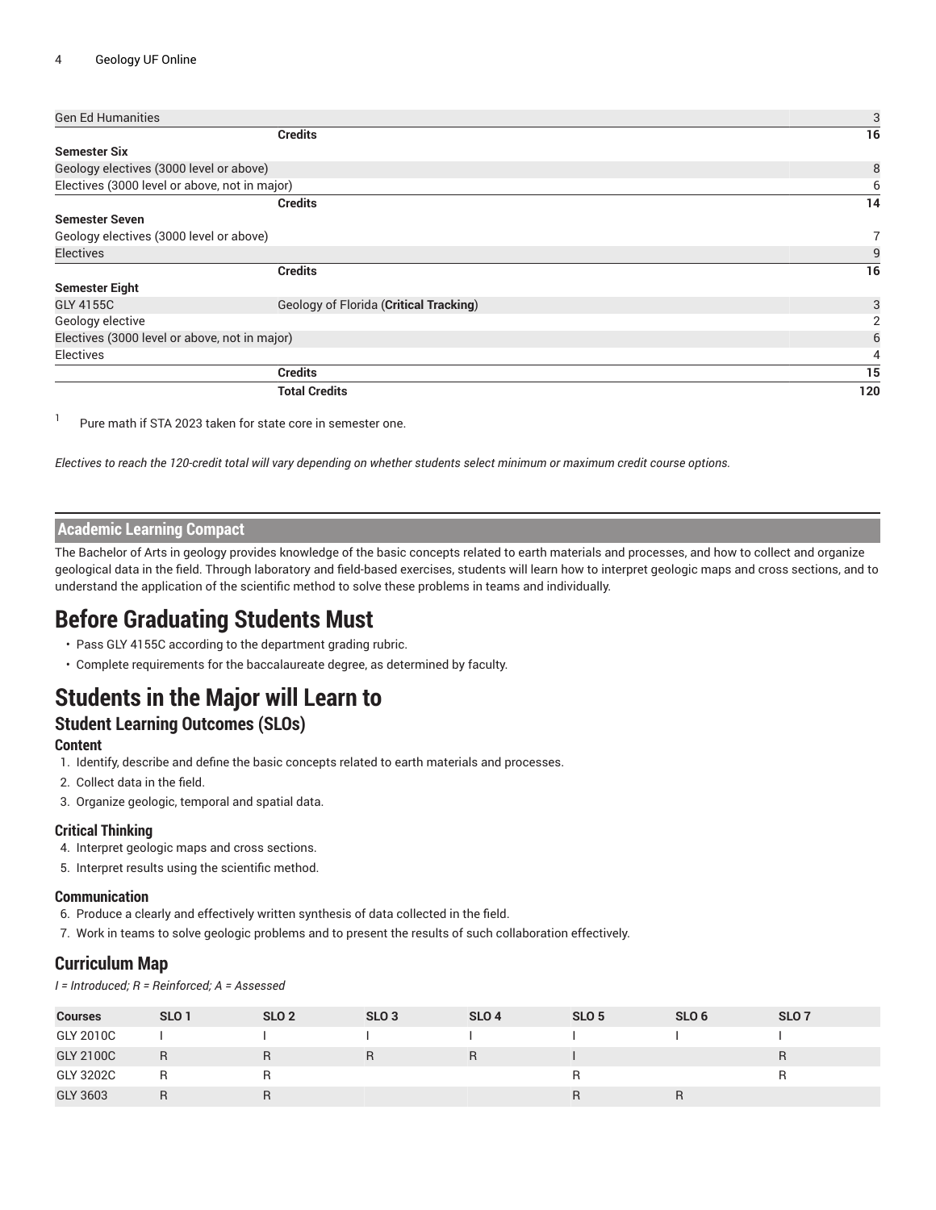| | | |
|---|---|---|
| Gen Ed Humanities | | 3 |
| | **Credits** | **16** |
| **Semester Six** | | |
| Geology electives (3000 level or above) | | 8 |
| Electives (3000 level or above, not in major) | | 6 |
| | **Credits** | **14** |
| **Semester Seven** | | |
| Geology electives (3000 level or above) | | 7 |
| Electives | | 9 |
| | **Credits** | **16** |
| **Semester Eight** | | |
| GLY 4155C | Geology of Florida (**Critical Tracking**) | 3 |
| Geology elective | | 2 |
| Electives (3000 level or above, not in major) | | 6 |
| Electives | | 4 |
| | **Credits** | **15** |
| | **Total Credits** | **120** |

[1] Pure math if STA 2023 taken for state core in semester one.

*Electives to reach the 120-credit total will vary depending on whether students select minimum or maximum credit course options.*

## Academic Learning Compact

The Bachelor of Arts in geology provides knowledge of the basic concepts related to earth materials and processes, and how to collect and organize geological data in the field. Through laboratory and field-based exercises, students will learn how to interpret geologic maps and cross sections, and to understand the application of the scientific method to solve these problems in teams and individually.

# Before Graduating Students Must

- Pass GLY 4155C according to the department grading rubric.
- Complete requirements for the baccalaureate degree, as determined by faculty.

# Students in the Major will Learn to

## Student Learning Outcomes (SLOs)

### Content

1. Identify, describe and define the basic concepts related to earth materials and processes.
2. Collect data in the field.
3. Organize geologic, temporal and spatial data.

### Critical Thinking

4. Interpret geologic maps and cross sections.
5. Interpret results using the scientific method.

### Communication

6. Produce a clearly and effectively written synthesis of data collected in the field.
7. Work in teams to solve geologic problems and to present the results of such collaboration effectively.

## Curriculum Map

*I = Introduced; R = Reinforced; A = Assessed*

| Courses | SLO 1 | SLO 2 | SLO 3 | SLO 4 | SLO 5 | SLO 6 | SLO 7 |
|---|---|---|---|---|---|---|---|
| GLY 2010C | I | I | I | I | I | I | I |
| GLY 2100C | R | R | R | R | I | | R |
| GLY 3202C | R | R | | | R | | R |
| GLY 3603 | R | R | | | R | R | |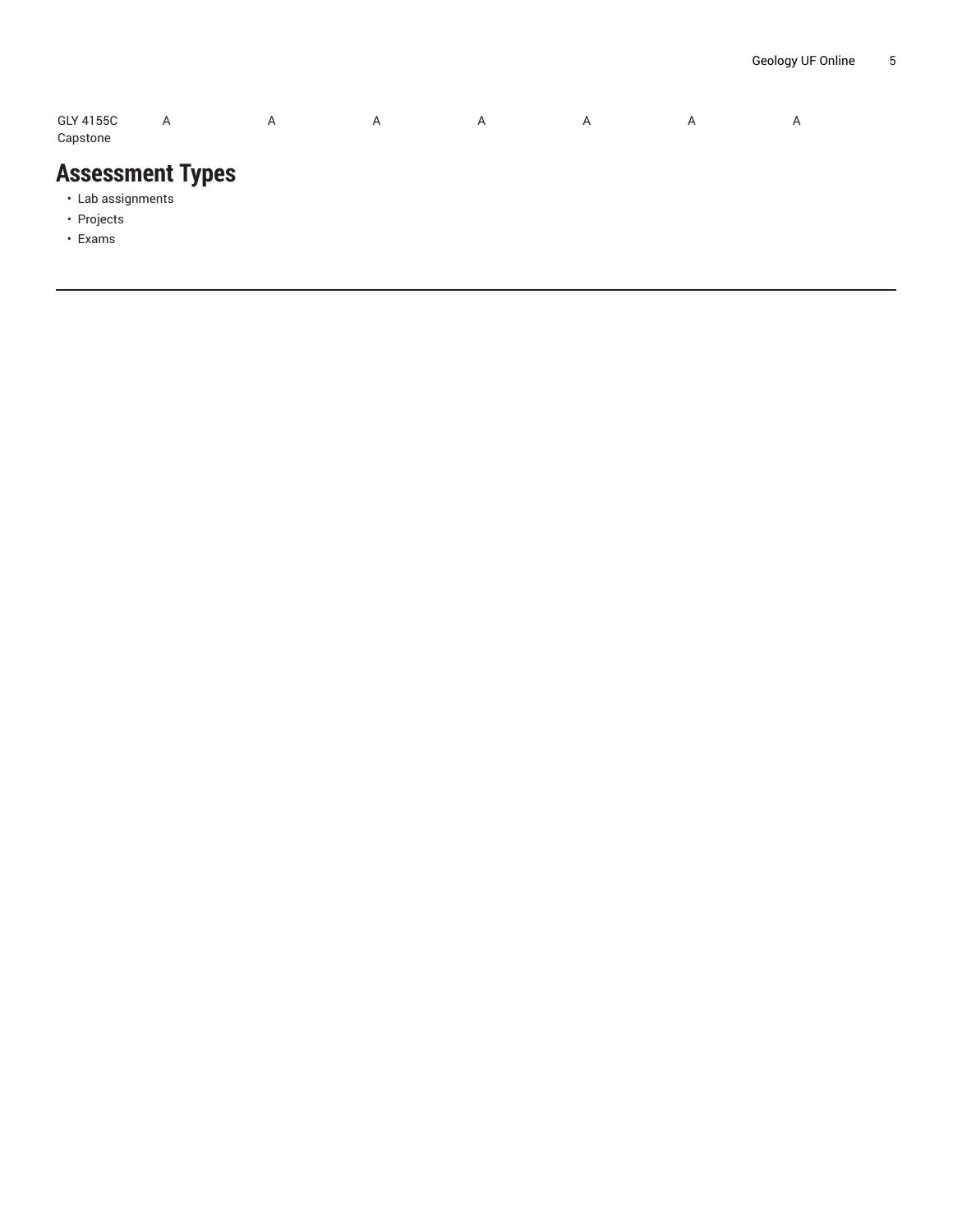| | | | | | | | |
|---|---|---|---|---|---|---|---|
| GLY 4155C Capstone | A | A | A | A | A | A | A |

## Assessment Types

- Lab assignments
- Projects
- Exams